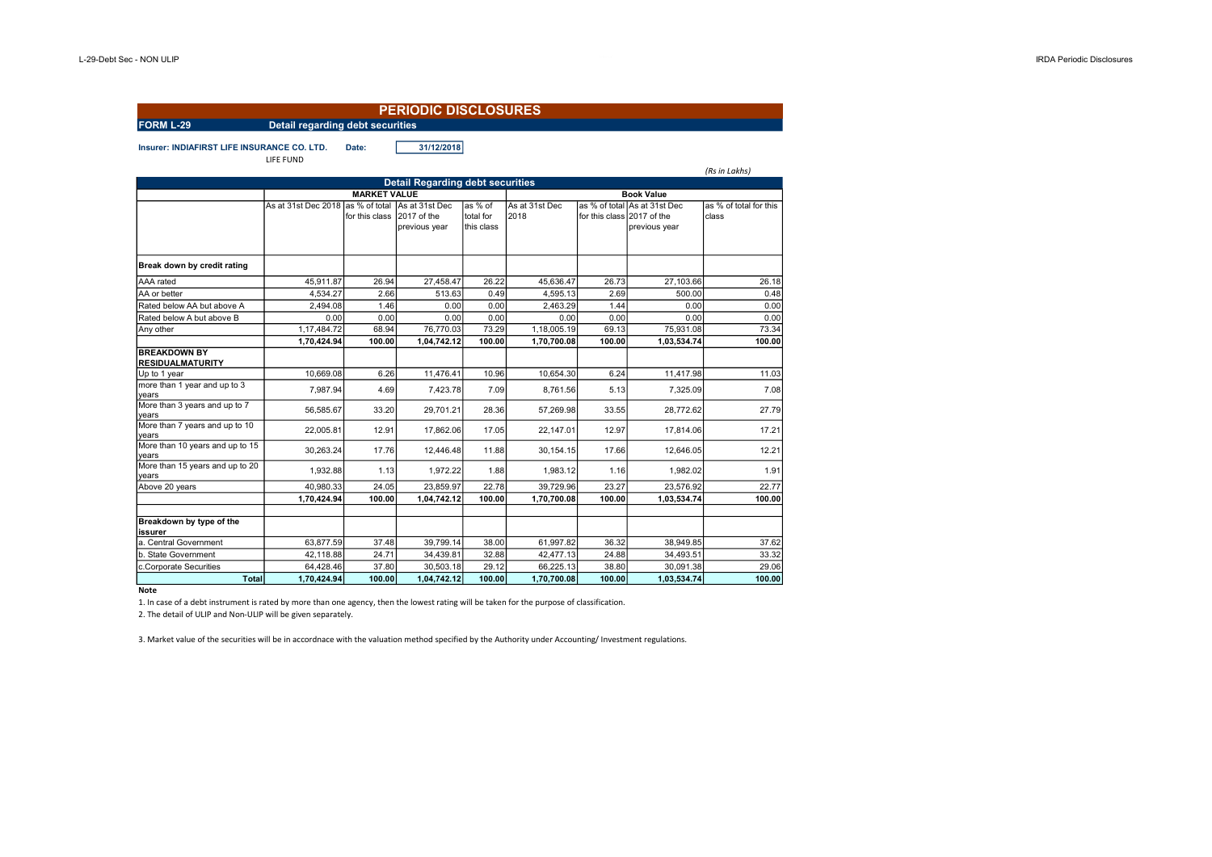# PERIODIC DISCLOSURES

**FORM L-29** **Detail regarding debt securities**

**Insurer: INDIAFIRST LIFE INSURANCE CO. LTD.** **Date:** 31/12/2018

LIFE FUND

*(Rs in Lakhs)*

| Detail Regarding debt securities | | | | | | | | |
|---|---|---|---|---|---|---|---|---|
| | MARKET VALUE | | | | Book Value | | | |
| | As at 31st Dec 2018 | as % of total for this class | As at 31st Dec 2017 of the previous year | as % of total for this class | As at 31st Dec 2018 | as % of total for this class | As at 31st Dec 2017 of the previous year | as % of total for this class |
| **Break down by credit rating** | | | | | | | | |
| AAA rated | 45,911.87 | 26.94 | 27,458.47 | 26.22 | 45,636.47 | 26.73 | 27,103.66 | 26.18 |
| AA or better | 4,534.27 | 2.66 | 513.63 | 0.49 | 4,595.13 | 2.69 | 500.00 | 0.48 |
| Rated below AA but above A | 2,494.08 | 1.46 | 0.00 | 0.00 | 2,463.29 | 1.44 | 0.00 | 0.00 |
| Rated below A but above B | 0.00 | 0.00 | 0.00 | 0.00 | 0.00 | 0.00 | 0.00 | 0.00 |
| Any other | 1,17,484.72 | 68.94 | 76,770.03 | 73.29 | 1,18,005.19 | 69.13 | 75,931.08 | 73.34 |
| | **1,70,424.94** | **100.00** | **1,04,742.12** | **100.00** | **1,70,700.08** | **100.00** | **1,03,534.74** | **100.00** |
| **BREAKDOWN BY RESIDUALMATURITY** | | | | | | | | |
| Up to 1 year | 10,669.08 | 6.26 | 11,476.41 | 10.96 | 10,654.30 | 6.24 | 11,417.98 | 11.03 |
| more than 1 year and up to 3 years | 7,987.94 | 4.69 | 7,423.78 | 7.09 | 8,761.56 | 5.13 | 7,325.09 | 7.08 |
| More than 3 years and up to 7 years | 56,585.67 | 33.20 | 29,701.21 | 28.36 | 57,269.98 | 33.55 | 28,772.62 | 27.79 |
| More than 7 years and up to 10 years | 22,005.81 | 12.91 | 17,862.06 | 17.05 | 22,147.01 | 12.97 | 17,814.06 | 17.21 |
| More than 10 years and up to 15 years | 30,263.24 | 17.76 | 12,446.48 | 11.88 | 30,154.15 | 17.66 | 12,646.05 | 12.21 |
| More than 15 years and up to 20 years | 1,932.88 | 1.13 | 1,972.22 | 1.88 | 1,983.12 | 1.16 | 1,982.02 | 1.91 |
| Above 20 years | 40,980.33 | 24.05 | 23,859.97 | 22.78 | 39,729.96 | 23.27 | 23,576.92 | 22.77 |
| | **1,70,424.94** | **100.00** | **1,04,742.12** | **100.00** | **1,70,700.08** | **100.00** | **1,03,534.74** | **100.00** |
| | | | | | | | | |
| **Breakdown by type of the issurer** | | | | | | | | |
| a. Central Government | 63,877.59 | 37.48 | 39,799.14 | 38.00 | 61,997.82 | 36.32 | 38,949.85 | 37.62 |
| b. State Government | 42,118.88 | 24.71 | 34,439.81 | 32.88 | 42,477.13 | 24.88 | 34,493.51 | 33.32 |
| c.Corporate Securities | 64,428.46 | 37.80 | 30,503.18 | 29.12 | 66,225.13 | 38.80 | 30,091.38 | 29.06 |
| **Total** | **1,70,424.94** | **100.00** | **1,04,742.12** | **100.00** | **1,70,700.08** | **100.00** | **1,03,534.74** | **100.00** |

**Note**

1. In case of a debt instrument is rated by more than one agency, then the lowest rating will be taken for the purpose of classification.

2. The detail of ULIP and Non-ULIP will be given separately.

3. Market value of the securities will be in accordnace with the valuation method specified by the Authority under Accounting/ Investment regulations.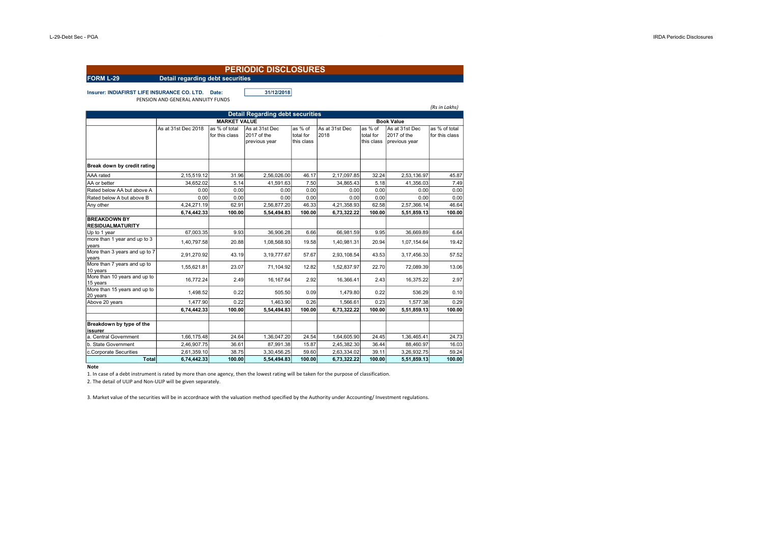# PERIODIC DISCLOSURES

**FORM L-29** **Detail regarding debt securities**

**Insurer: INDIAFIRST LIFE INSURANCE CO. LTD.** **Date:** 31/12/2018

PENSION AND GENERAL ANNUITY FUNDS

*(Rs in Lakhs)*

| Detail Regarding debt securities | | | | | | | | |
|---|---|---|---|---|---|---|---|---|
| | MARKET VALUE | | | | Book Value | | | |
| | As at 31st Dec 2018 | as % of total for this class | As at 31st Dec 2017 of the previous year | as % of total for this class | As at 31st Dec 2018 | as % of total for this class | As at 31st Dec 2017 of the previous year | as % of total for this class |
| **Break down by credit rating** | | | | | | | | |
| AAA rated | 2,15,519.12 | 31.96 | 2,56,026.00 | 46.17 | 2,17,097.85 | 32.24 | 2,53,136.97 | 45.87 |
| AA or better | 34,652.02 | 5.14 | 41,591.63 | 7.50 | 34,865.43 | 5.18 | 41,356.03 | 7.49 |
| Rated below AA but above A | 0.00 | 0.00 | 0.00 | 0.00 | 0.00 | 0.00 | 0.00 | 0.00 |
| Rated below A but above B | 0.00 | 0.00 | 0.00 | 0.00 | 0.00 | 0.00 | 0.00 | 0.00 |
| Any other | 4,24,271.19 | 62.91 | 2,56,877.20 | 46.33 | 4,21,358.93 | 62.58 | 2,57,366.14 | 46.64 |
| | **6,74,442.33** | **100.00** | **5,54,494.83** | **100.00** | **6,73,322.22** | **100.00** | **5,51,859.13** | **100.00** |
| **BREAKDOWN BY RESIDUALMATURITY** | | | | | | | | |
| Up to 1 year | 67,003.35 | 9.93 | 36,906.28 | 6.66 | 66,981.59 | 9.95 | 36,669.89 | 6.64 |
| more than 1 year and up to 3 years | 1,40,797.58 | 20.88 | 1,08,568.93 | 19.58 | 1,40,981.31 | 20.94 | 1,07,154.64 | 19.42 |
| More than 3 years and up to 7 years | 2,91,270.92 | 43.19 | 3,19,777.67 | 57.67 | 2,93,108.54 | 43.53 | 3,17,456.33 | 57.52 |
| More than 7 years and up to 10 years | 1,55,621.81 | 23.07 | 71,104.92 | 12.82 | 1,52,837.97 | 22.70 | 72,089.39 | 13.06 |
| More than 10 years and up to 15 years | 16,772.24 | 2.49 | 16,167.64 | 2.92 | 16,366.41 | 2.43 | 16,375.22 | 2.97 |
| More than 15 years and up to 20 years | 1,498.52 | 0.22 | 505.50 | 0.09 | 1,479.80 | 0.22 | 536.29 | 0.10 |
| Above 20 years | 1,477.90 | 0.22 | 1,463.90 | 0.26 | 1,566.61 | 0.23 | 1,577.38 | 0.29 |
| | **6,74,442.33** | **100.00** | **5,54,494.83** | **100.00** | **6,73,322.22** | **100.00** | **5,51,859.13** | **100.00** |
| **Breakdown by type of the issurer** | | | | | | | | |
| a. Central Government | 1,66,175.48 | 24.64 | 1,36,047.20 | 24.54 | 1,64,605.90 | 24.45 | 1,36,465.41 | 24.73 |
| b. State Government | 2,46,907.75 | 36.61 | 87,991.38 | 15.87 | 2,45,382.30 | 36.44 | 88,460.97 | 16.03 |
| c.Corporate Securities | 2,61,359.10 | 38.75 | 3,30,456.25 | 59.60 | 2,63,334.02 | 39.11 | 3,26,932.75 | 59.24 |
| **Total** | **6,74,442.33** | **100.00** | **5,54,494.83** | **100.00** | **6,73,322.22** | **100.00** | **5,51,859.13** | **100.00** |

**Note**

1. In case of a debt instrument is rated by more than one agency, then the lowest rating will be taken for the purpose of classification.

2. The detail of ULIP and Non-ULIP will be given separately.

3. Market value of the securities will be in accordnace with the valuation method specified by the Authority under Accounting/ Investment regulations.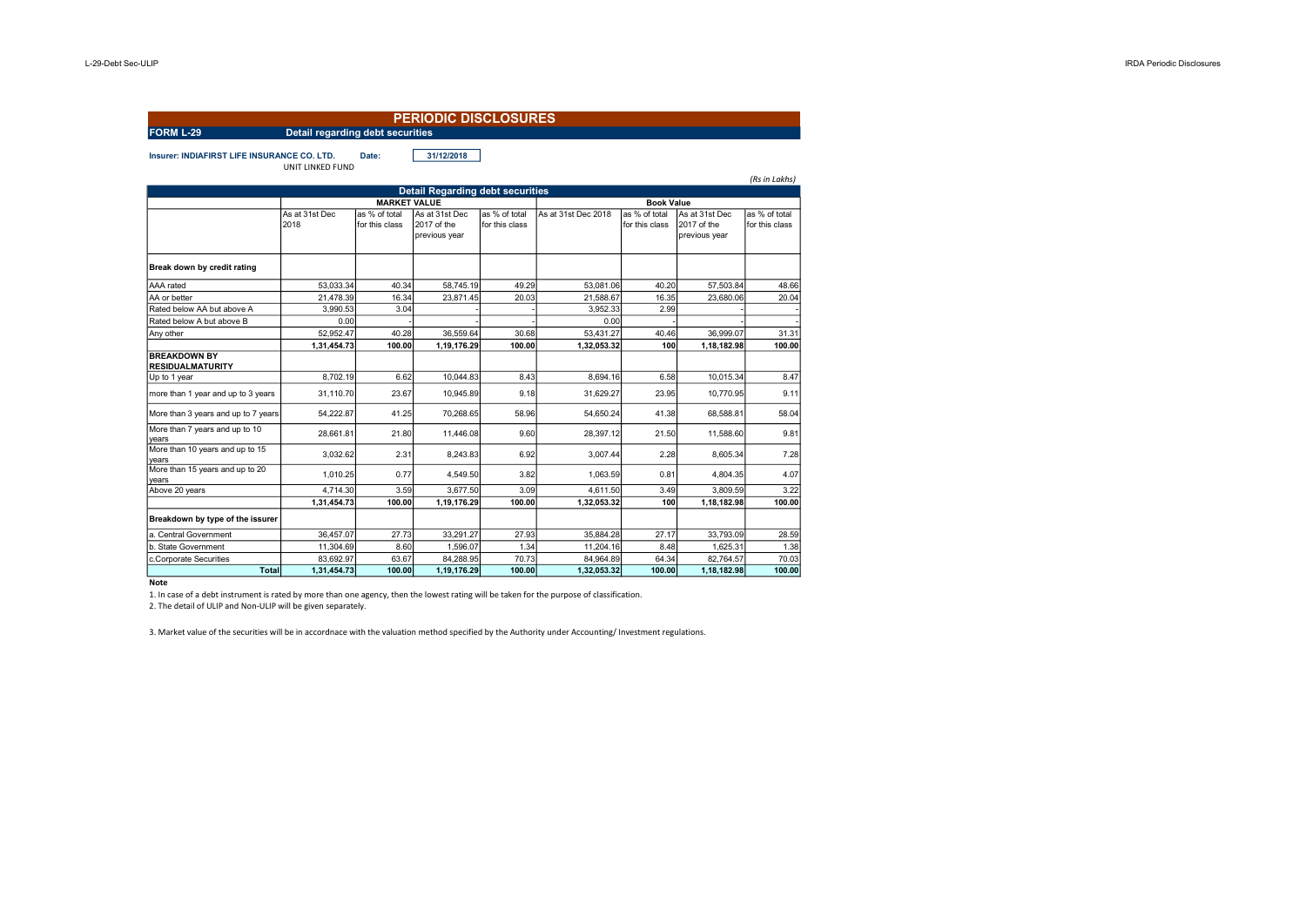# PERIODIC DISCLOSURES

**FORM L-29** **Detail regarding debt securities**

**Insurer: INDIAFIRST LIFE INSURANCE CO. LTD.** **Date:** 31/12/2018

UNIT LINKED FUND

*(Rs in Lakhs)*

| Detail Regarding debt securities | | | | | | | | |
|---|---|---|---|---|---|---|---|---|
| | MARKET VALUE | | | | Book Value | | | |
| | As at 31st Dec 2018 | as % of total for this class | As at 31st Dec 2017 of the previous year | as % of total for this class | As at 31st Dec 2018 | as % of total for this class | As at 31st Dec 2017 of the previous year | as % of total for this class |
| **Break down by credit rating** | | | | | | | | |
| AAA rated | 53,033.34 | 40.34 | 58,745.19 | 49.29 | 53,081.06 | 40.20 | 57,503.84 | 48.66 |
| AA or better | 21,478.39 | 16.34 | 23,871.45 | 20.03 | 21,588.67 | 16.35 | 23,680.06 | 20.04 |
| Rated below AA but above A | 3,990.53 | 3.04 | - | - | 3,952.33 | 2.99 | - | - |
| Rated below A but above B | 0.00 | - | - | - | 0.00 | - | - | - |
| Any other | 52,952.47 | 40.28 | 36,559.64 | 30.68 | 53,431.27 | 40.46 | 36,999.07 | 31.31 |
| | **1,31,454.73** | **100.00** | **1,19,176.29** | **100.00** | **1,32,053.32** | **100** | **1,18,182.98** | **100.00** |
| **BREAKDOWN BY RESIDUALMATURITY** | | | | | | | | |
| Up to 1 year | 8,702.19 | 6.62 | 10,044.83 | 8.43 | 8,694.16 | 6.58 | 10,015.34 | 8.47 |
| more than 1 year and up to 3 years | 31,110.70 | 23.67 | 10,945.89 | 9.18 | 31,629.27 | 23.95 | 10,770.95 | 9.11 |
| More than 3 years and up to 7 years | 54,222.87 | 41.25 | 70,268.65 | 58.96 | 54,650.24 | 41.38 | 68,588.81 | 58.04 |
| More than 7 years and up to 10 years | 28,661.81 | 21.80 | 11,446.08 | 9.60 | 28,397.12 | 21.50 | 11,588.60 | 9.81 |
| More than 10 years and up to 15 years | 3,032.62 | 2.31 | 8,243.83 | 6.92 | 3,007.44 | 2.28 | 8,605.34 | 7.28 |
| More than 15 years and up to 20 years | 1,010.25 | 0.77 | 4,549.50 | 3.82 | 1,063.59 | 0.81 | 4,804.35 | 4.07 |
| Above 20 years | 4,714.30 | 3.59 | 3,677.50 | 3.09 | 4,611.50 | 3.49 | 3,809.59 | 3.22 |
| | **1,31,454.73** | **100.00** | **1,19,176.29** | **100.00** | **1,32,053.32** | **100** | **1,18,182.98** | **100.00** |
| **Breakdown by type of the issurer** | | | | | | | | |
| a. Central Government | 36,457.07 | 27.73 | 33,291.27 | 27.93 | 35,884.28 | 27.17 | 33,793.09 | 28.59 |
| b. State Government | 11,304.69 | 8.60 | 1,596.07 | 1.34 | 11,204.16 | 8.48 | 1,625.31 | 1.38 |
| c.Corporate Securities | 83,692.97 | 63.67 | 84,288.95 | 70.73 | 84,964.89 | 64.34 | 82,764.57 | 70.03 |
| **Total** | **1,31,454.73** | **100.00** | **1,19,176.29** | **100.00** | **1,32,053.32** | **100.00** | **1,18,182.98** | **100.00** |

**Note**

1. In case of a debt instrument is rated by more than one agency, then the lowest rating will be taken for the purpose of classification.
2. The detail of ULIP and Non-ULIP will be given separately.
3. Market value of the securities will be in accordnace with the valuation method specified by the Authority under Accounting/ Investment regulations.